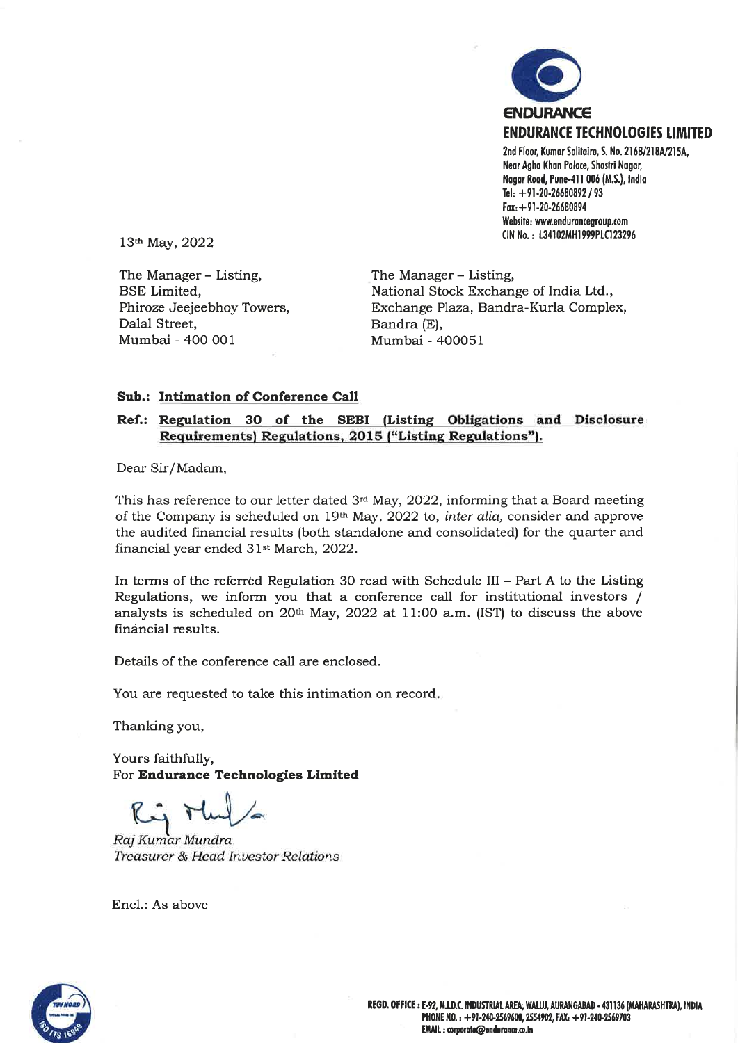**ENDURANCE**

**ENDURANCE TECHNOLOGIES LIMITED**

2nd Floor, Kumar Solitaire, S. No. 216B/218A/215A,
Near Agha Khan Palace, Shastri Nagar,
Nagar Road, Pune-411 006 (M.S.), India
Tel: +91-20-26680892 / 93
Fax: +91-20-26680894
Website: www.endurancegroup.com
CIN No.: L34102MH1999PLC123296

13th May, 2022

The Manager – Listing,
BSE Limited,
Phiroze Jeejeebhoy Towers,
Dalal Street,
Mumbai - 400 001

The Manager – Listing,
National Stock Exchange of India Ltd.,
Exchange Plaza, Bandra-Kurla Complex,
Bandra (E),
Mumbai - 400051

**Sub.: Intimation of Conference Call**

**Ref.: Regulation 30 of the SEBI (Listing Obligations and Disclosure Requirements) Regulations, 2015 ("Listing Regulations").**

Dear Sir/Madam,

This has reference to our letter dated 3rd May, 2022, informing that a Board meeting of the Company is scheduled on 19th May, 2022 to, *inter alia,* consider and approve the audited financial results (both standalone and consolidated) for the quarter and financial year ended 31st March, 2022.

In terms of the referred Regulation 30 read with Schedule III – Part A to the Listing Regulations, we inform you that a conference call for institutional investors / analysts is scheduled on 20th May, 2022 at 11:00 a.m. (IST) to discuss the above financial results.

Details of the conference call are enclosed.

You are requested to take this intimation on record.

Thanking you,

Yours faithfully,
For **Endurance Technologies Limited**

*Raj Kumar Mundra*
*Treasurer & Head Investor Relations*

Encl.: As above

**REGD. OFFICE : E-92, M.I.D.C. INDUSTRIAL AREA, WALUJ, AURANGABAD - 431136 (MAHARASHTRA), INDIA**
**PHONE NO. : +91-240-2569600, 2554902, FAX: +91-240-2569703**
**EMAIL : corporate@endurance.co.in**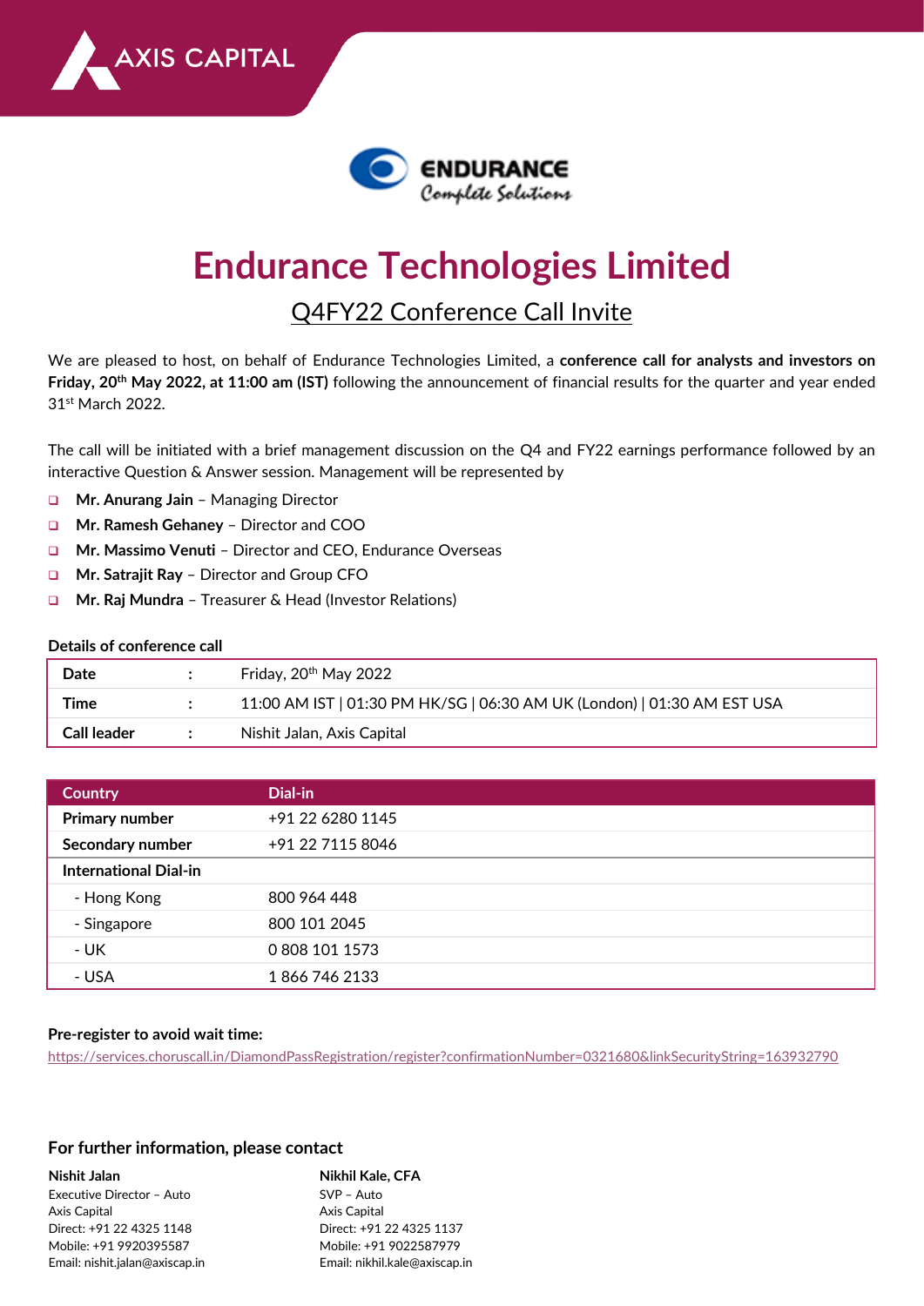AXIS CAPITAL

ENDURANCE
Complete Solutions

# Endurance Technologies Limited

## Q4FY22 Conference Call Invite

We are pleased to host, on behalf of Endurance Technologies Limited, a **conference call for analysts and investors on Friday, 20th May 2022, at 11:00 am (IST)** following the announcement of financial results for the quarter and year ended 31st March 2022.

The call will be initiated with a brief management discussion on the Q4 and FY22 earnings performance followed by an interactive Question & Answer session. Management will be represented by

- **Mr. Anurang Jain** – Managing Director
- **Mr. Ramesh Gehaney** – Director and COO
- **Mr. Massimo Venuti** – Director and CEO, Endurance Overseas
- **Mr. Satrajit Ray** – Director and Group CFO
- **Mr. Raj Mundra** – Treasurer & Head (Investor Relations)

**Details of conference call**

| | | |
|---|---|---|
| **Date** | : | Friday, 20th May 2022 |
| **Time** | : | 11:00 AM IST \| 01:30 PM HK/SG \| 06:30 AM UK (London) \| 01:30 AM EST USA |
| **Call leader** | : | Nishit Jalan, Axis Capital |

| Country | Dial-in |
|---|---|
| **Primary number** | +91 22 6280 1145 |
| **Secondary number** | +91 22 7115 8046 |
| **International Dial-in** | |
| - Hong Kong | 800 964 448 |
| - Singapore | 800 101 2045 |
| - UK | 0 808 101 1573 |
| - USA | 1 866 746 2133 |

**Pre-register to avoid wait time:**
https://services.choruscall.in/DiamondPassRegistration/register?confirmationNumber=0321680&linkSecurityString=163932790

### For further information, please contact

**Nishit Jalan**
Executive Director – Auto
Axis Capital
Direct: +91 22 4325 1148
Mobile: +91 9920395587
Email: nishit.jalan@axiscap.in

**Nikhil Kale, CFA**
SVP – Auto
Axis Capital
Direct: +91 22 4325 1137
Mobile: +91 9022587979
Email: nikhil.kale@axiscap.in